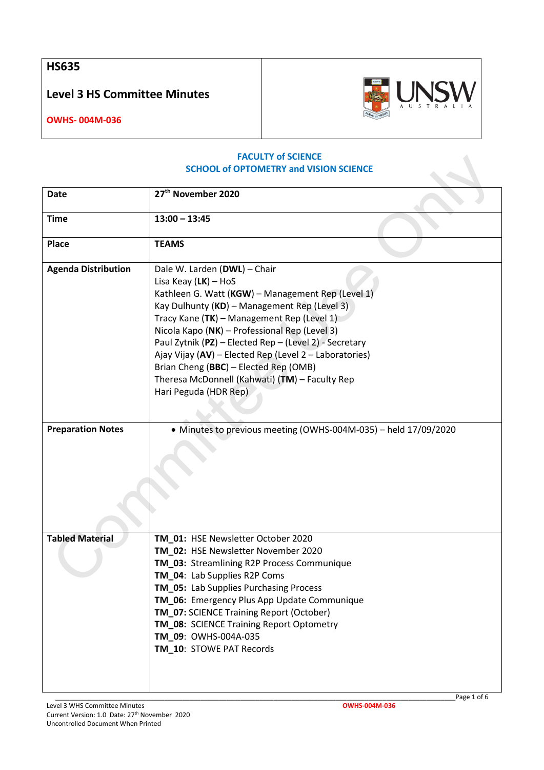# HS635

## Level 3 HS Committee Minutes

**OWHS- 004M-036**

**FACULTY of SCIENCE**
**SCHOOL of OPTOMETRY and VISION SCIENCE**

| | |
|---|---|
| **Date** | **27th November 2020** |
| **Time** | **13:00 – 13:45** |
| **Place** | **TEAMS** |
| **Agenda Distribution** | Dale W. Larden (**DWL**) – Chair<br>Lisa Keay (**LK**) – HoS<br>Kathleen G. Watt (**KGW**) – Management Rep (Level 1)<br>Kay Dulhunty (**KD**) – Management Rep (Level 3)<br>Tracy Kane (**TK**) – Management Rep (Level 1)<br>Nicola Kapo (**NK**) – Professional Rep (Level 3)<br>Paul Zytnik (**PZ**) – Elected Rep – (Level 2) - Secretary<br>Ajay Vijay (**AV**) – Elected Rep (Level 2 – Laboratories)<br>Brian Cheng (**BBC**) – Elected Rep (OMB)<br>Theresa McDonnell (Kahwati) (**TM**) – Faculty Rep<br>Hari Peguda (HDR Rep) |
| **Preparation Notes** | • Minutes to previous meeting (OWHS-004M-035) – held 17/09/2020 |
| **Tabled Material** | **TM_01:** HSE Newsletter October 2020<br>**TM_02:** HSE Newsletter November 2020<br>**TM_03:** Streamlining R2P Process Communique<br>**TM_04**: Lab Supplies R2P Coms<br>**TM_05:** Lab Supplies Purchasing Process<br>**TM_06:** Emergency Plus App Update Communique<br>**TM_07:** SCIENCE Training Report (October)<br>**TM_08:** SCIENCE Training Report Optometry<br>**TM_09**: OWHS-004A-035<br>**TM_10**: STOWE PAT Records |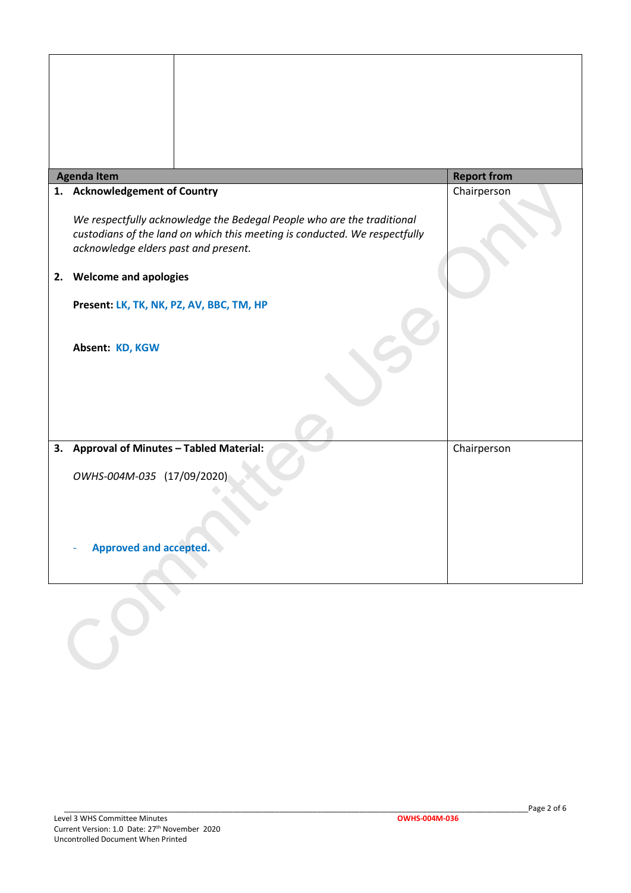| Agenda Item | Report from |
|---|---|
| **1. Acknowledgement of Country**<br><br>*We respectfully acknowledge the Bedegal People who are the traditional custodians of the land on which this meeting is conducted. We respectfully acknowledge elders past and present.*<br><br>**2. Welcome and apologies**<br><br>**Present: LK, TK, NK, PZ, AV, BBC, TM, HP**<br><br>**Absent: KD, KGW** | Chairperson |
| **3. Approval of Minutes – Tabled Material:**<br><br>*OWHS-004M-035* (17/09/2020)<br><br>- **Approved and accepted.** | Chairperson |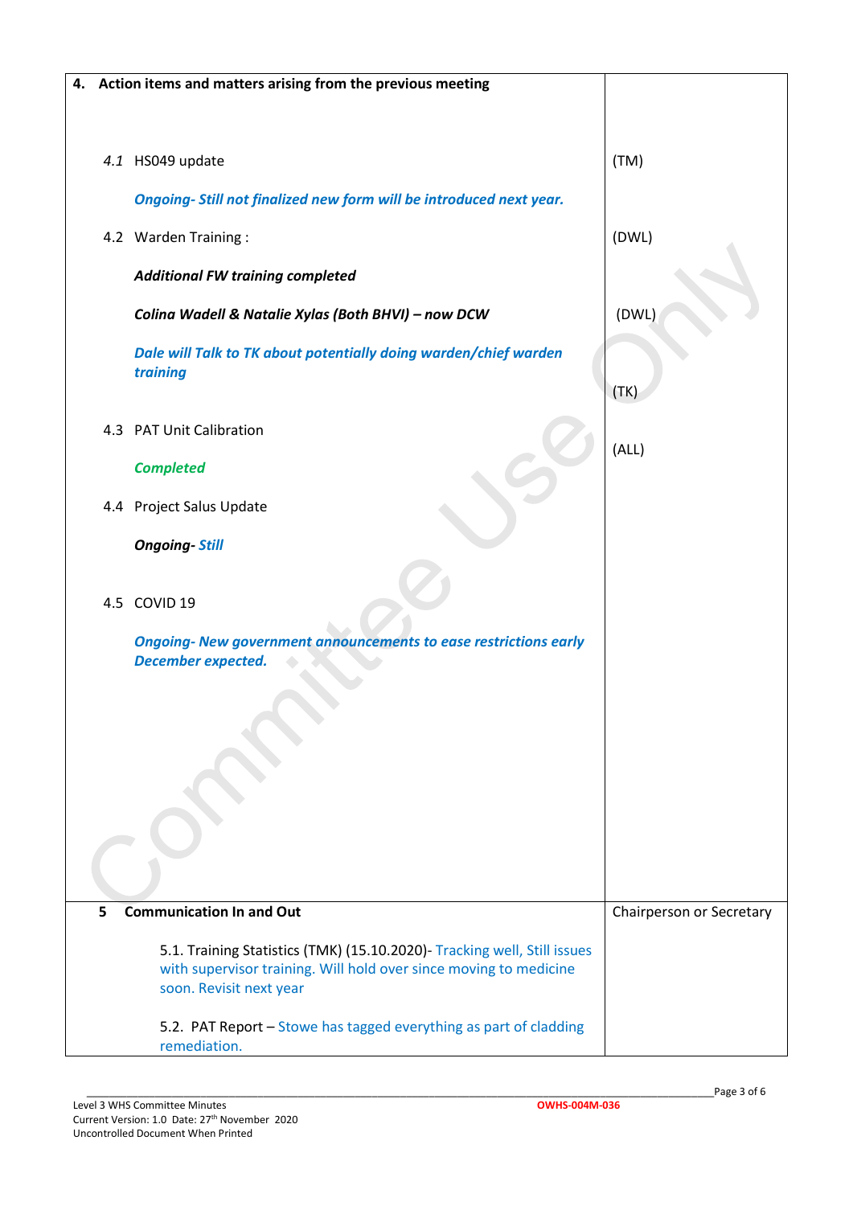| 4. Action items and matters arising from the previous meeting | |
|---|---|
| *4.1* HS049 update | (TM) |
| ***Ongoing- Still not finalized new form will be introduced next year.*** | |
| 4.2 Warden Training : | (DWL) |
| ***Additional FW training completed*** | |
| ***Colina Wadell & Natalie Xylas (Both BHVI) – now DCW*** | (DWL) |
| ***Dale will Talk to TK about potentially doing warden/chief warden training*** | (TK) |
| 4.3 PAT Unit Calibration | (ALL) |
| ***Completed*** | |
| 4.4 Project Salus Update | |
| ***Ongoing- Still*** | |
| 4.5 COVID 19 | |
| ***Ongoing- New government announcements to ease restrictions early December expected.*** | |
| **5 Communication In and Out** | Chairperson or Secretary |
| 5.1. Training Statistics (TMK) (15.10.2020)- Tracking well, Still issues with supervisor training. Will hold over since moving to medicine soon. Revisit next year | |
| 5.2. PAT Report – Stowe has tagged everything as part of cladding remediation. | |

Level 3 WHS Committee Minutes
Current Version: 1.0 Date: 27th November 2020
Uncontrolled Document When Printed
OWHS-004M-036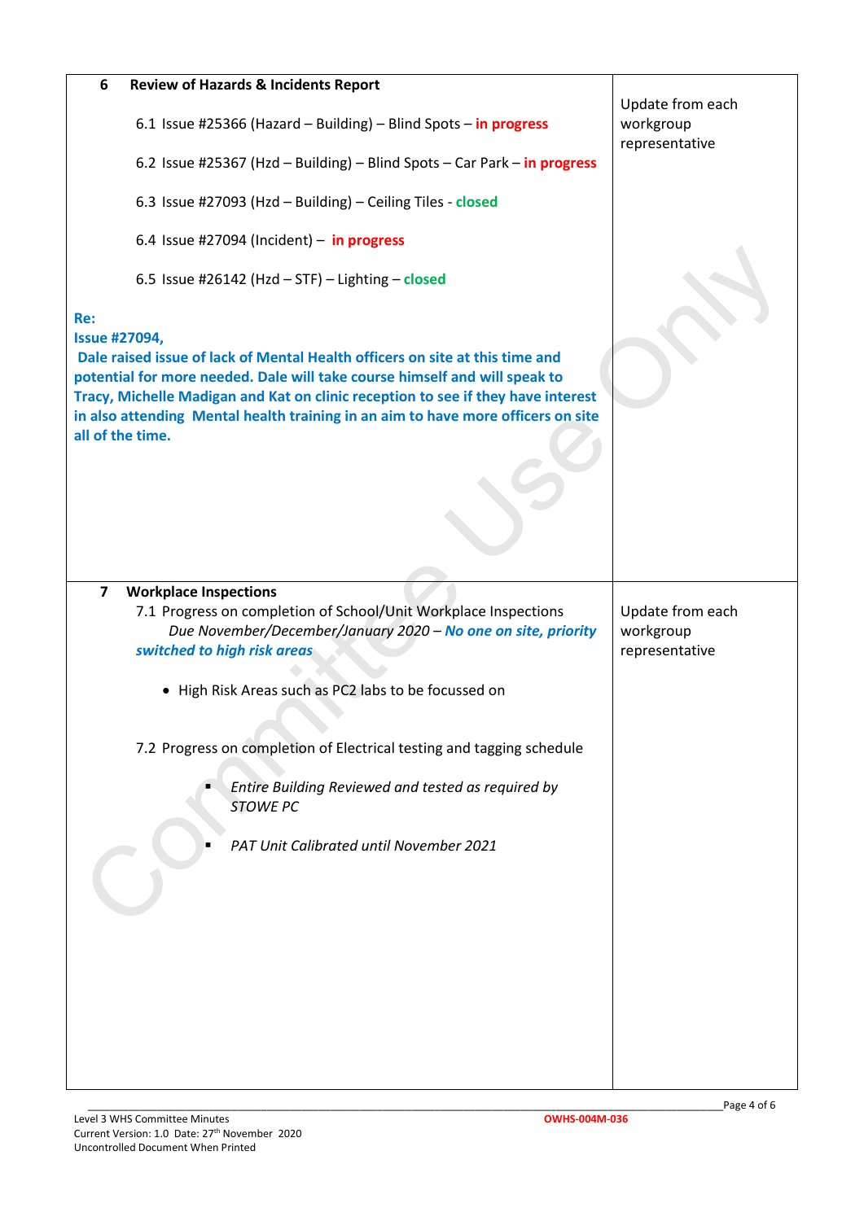| | |
|---|---|
| **6 Review of Hazards & Incidents Report**<br><br>6.1 Issue #25366 (Hazard – Building) – Blind Spots – **in progress**<br><br>6.2 Issue #25367 (Hzd – Building) – Blind Spots – Car Park – **in progress**<br><br>6.3 Issue #27093 (Hzd – Building) – Ceiling Tiles - **closed**<br><br>6.4 Issue #27094 (Incident) – **in progress**<br><br>6.5 Issue #26142 (Hzd – STF) – Lighting – **closed**<br><br>**Re:**<br>**Issue #27094,**<br>**Dale raised issue of lack of Mental Health officers on site at this time and potential for more needed. Dale will take course himself and will speak to Tracy, Michelle Madigan and Kat on clinic reception to see if they have interest in also attending Mental health training in an aim to have more officers on site all of the time.** | Update from each workgroup representative |
| **7 Workplace Inspections**<br>7.1 Progress on completion of School/Unit Workplace Inspections<br>*Due November/December/January 2020 –* ***No one on site, priority switched to high risk areas***<br><br>• High Risk Areas such as PC2 labs to be focussed on<br><br>7.2 Progress on completion of Electrical testing and tagging schedule<br><br>▪ *Entire Building Reviewed and tested as required by STOWE PC*<br><br>▪ *PAT Unit Calibrated until November 2021* | Update from each workgroup representative |

Level 3 WHS Committee Minutes
Current Version: 1.0 Date: 27th November 2020
Uncontrolled Document When Printed
OWHS-004M-036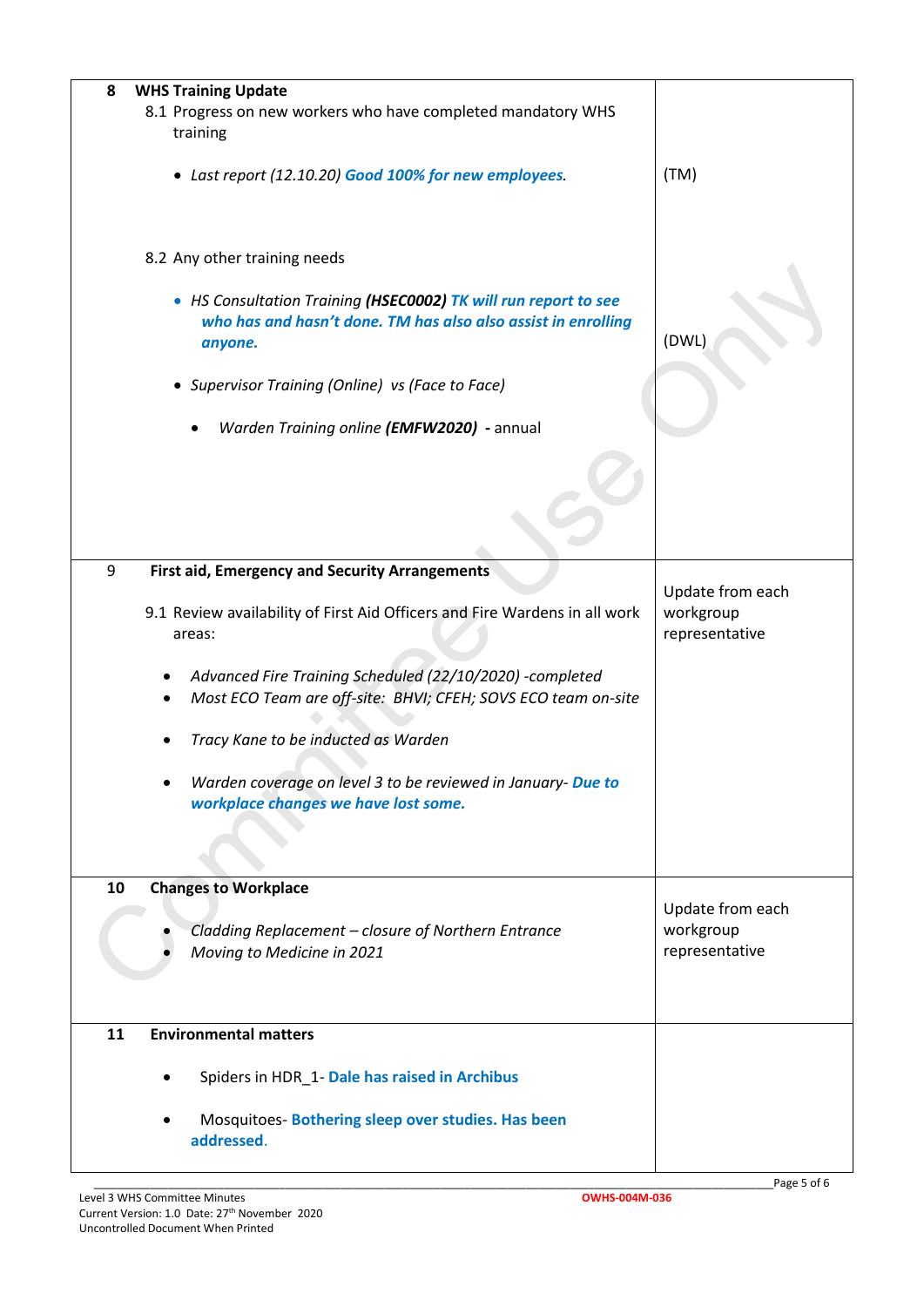| | |
|---|---|
| **8 WHS Training Update**<br><br>8.1 Progress on new workers who have completed mandatory WHS training<br><br>• *Last report (12.10.20)* ***Good 100% for new employees****.*<br><br>8.2 Any other training needs<br><br>• *HS Consultation Training* ***(HSEC0002)*** ***TK will run report to see who has and hasn't done. TM has also also assist in enrolling anyone.***<br><br>• *Supervisor Training (Online) vs (Face to Face)*<br><br>• *Warden Training online* ***(EMFW2020)*** - annual | (TM)<br><br>(DWL) |
| **9 First aid, Emergency and Security Arrangements**<br><br>9.1 Review availability of First Aid Officers and Fire Wardens in all work areas:<br><br>• *Advanced Fire Training Scheduled (22/10/2020) -completed*<br>• *Most ECO Team are off-site: BHVI; CFEH; SOVS ECO team on-site*<br><br>• *Tracy Kane to be inducted as Warden*<br><br>• *Warden coverage on level 3 to be reviewed in January-* ***Due to workplace changes we have lost some.*** | Update from each workgroup representative |
| **10 Changes to Workplace**<br><br>• *Cladding Replacement – closure of Northern Entrance*<br>• *Moving to Medicine in 2021* | Update from each workgroup representative |
| **11 Environmental matters**<br><br>• Spiders in HDR_1- **Dale has raised in Archibus**<br><br>• Mosquitoes- **Bothering sleep over studies. Has been addressed**. | |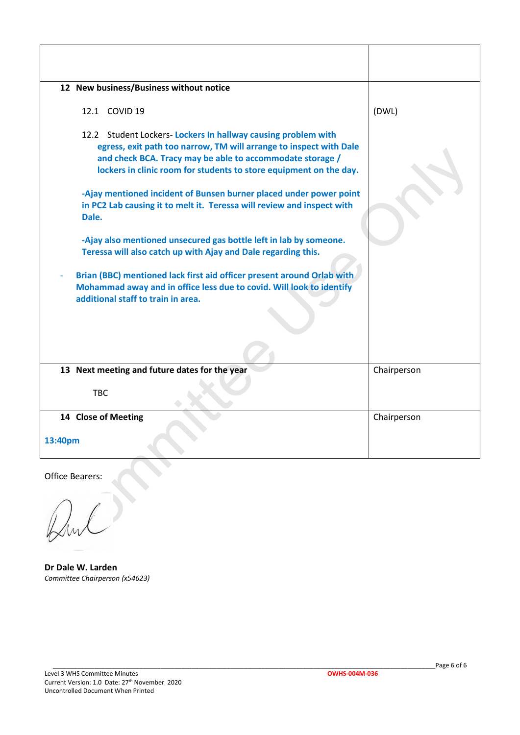| | |
|---|---|
| | |
| **12 New business/Business without notice**<br><br>12.1 COVID 19<br><br>12.2 Student Lockers- **Lockers In hallway causing problem with egress, exit path too narrow, TM will arrange to inspect with Dale and check BCA. Tracy may be able to accommodate storage / lockers in clinic room for students to store equipment on the day.**<br><br>**-Ajay mentioned incident of Bunsen burner placed under power point in PC2 Lab causing it to melt it. Teressa will review and inspect with Dale.**<br><br>**-Ajay also mentioned unsecured gas bottle left in lab by someone. Teressa will also catch up with Ajay and Dale regarding this.**<br><br>- **Brian (BBC) mentioned lack first aid officer present around Orlab with Mohammad away and in office less due to covid. Will look to identify additional staff to train in area.** | <br><br>(DWL) |
| **13 Next meeting and future dates for the year**<br><br>TBC | Chairperson |
| **14 Close of Meeting**<br><br>**13:40pm** | Chairperson |

Office Bearers:

**Dr Dale W. Larden**
*Committee Chairperson (x54623)*

Level 3 WHS Committee Minutes
Current Version: 1.0 Date: 27th November 2020
Uncontrolled Document When Printed

OWHS-004M-036